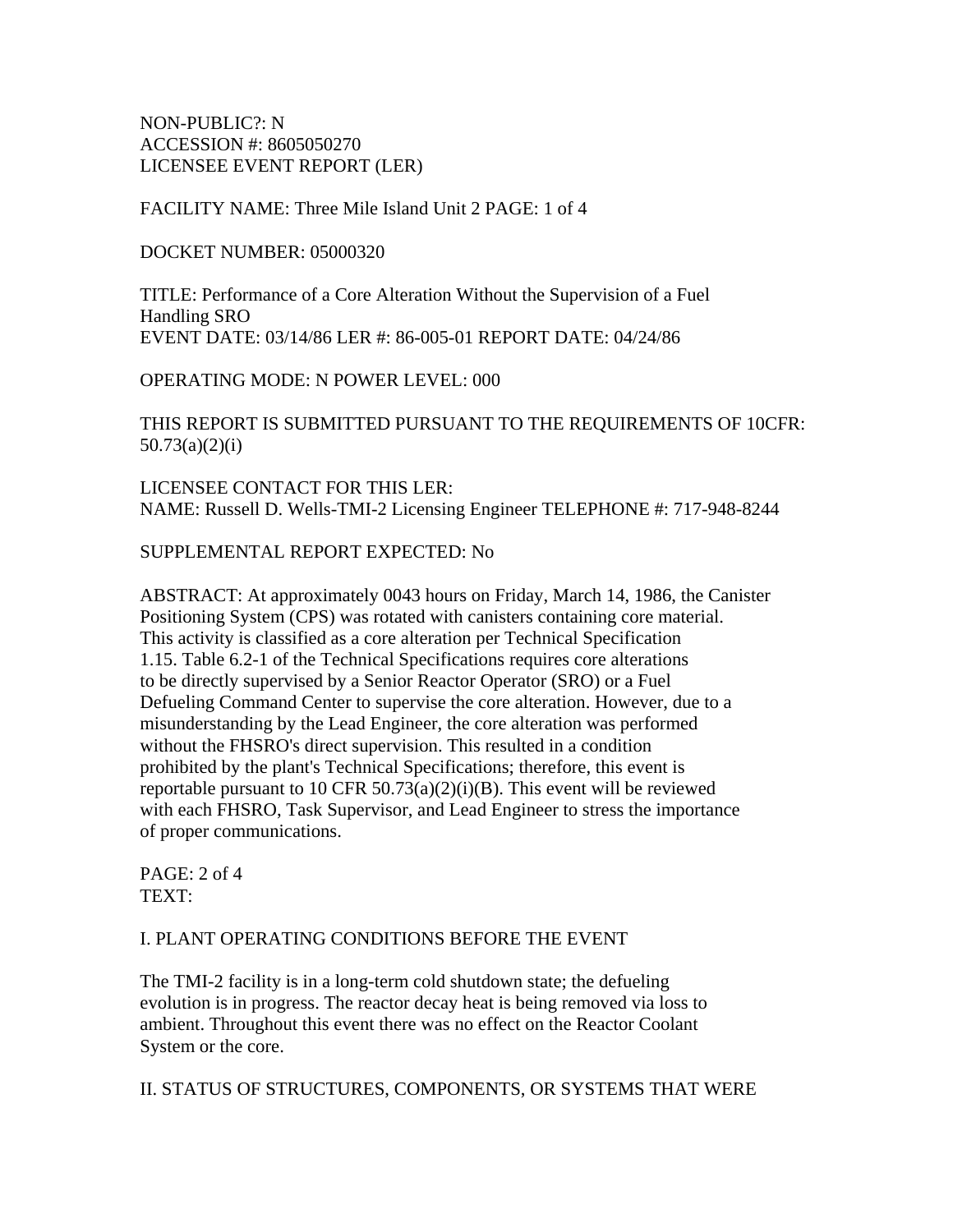NON-PUBLIC?: N
ACCESSION #: 8605050270
LICENSEE EVENT REPORT (LER)

FACILITY NAME: Three Mile Island Unit 2 PAGE: 1 of 4

DOCKET NUMBER: 05000320

TITLE: Performance of a Core Alteration Without the Supervision of a Fuel Handling SRO
EVENT DATE: 03/14/86 LER #: 86-005-01 REPORT DATE: 04/24/86

OPERATING MODE: N POWER LEVEL: 000

THIS REPORT IS SUBMITTED PURSUANT TO THE REQUIREMENTS OF 10CFR: 50.73(a)(2)(i)

LICENSEE CONTACT FOR THIS LER:
NAME: Russell D. Wells-TMI-2 Licensing Engineer TELEPHONE #: 717-948-8244

SUPPLEMENTAL REPORT EXPECTED: No

ABSTRACT: At approximately 0043 hours on Friday, March 14, 1986, the Canister Positioning System (CPS) was rotated with canisters containing core material. This activity is classified as a core alteration per Technical Specification 1.15. Table 6.2-1 of the Technical Specifications requires core alterations to be directly supervised by a Senior Reactor Operator (SRO) or a Fuel Defueling Command Center to supervise the core alteration. However, due to a misunderstanding by the Lead Engineer, the core alteration was performed without the FHSRO's direct supervision. This resulted in a condition prohibited by the plant's Technical Specifications; therefore, this event is reportable pursuant to 10 CFR 50.73(a)(2)(i)(B). This event will be reviewed with each FHSRO, Task Supervisor, and Lead Engineer to stress the importance of proper communications.

PAGE: 2 of 4
TEXT:

I. PLANT OPERATING CONDITIONS BEFORE THE EVENT

The TMI-2 facility is in a long-term cold shutdown state; the defueling evolution is in progress. The reactor decay heat is being removed via loss to ambient. Throughout this event there was no effect on the Reactor Coolant System or the core.

II. STATUS OF STRUCTURES, COMPONENTS, OR SYSTEMS THAT WERE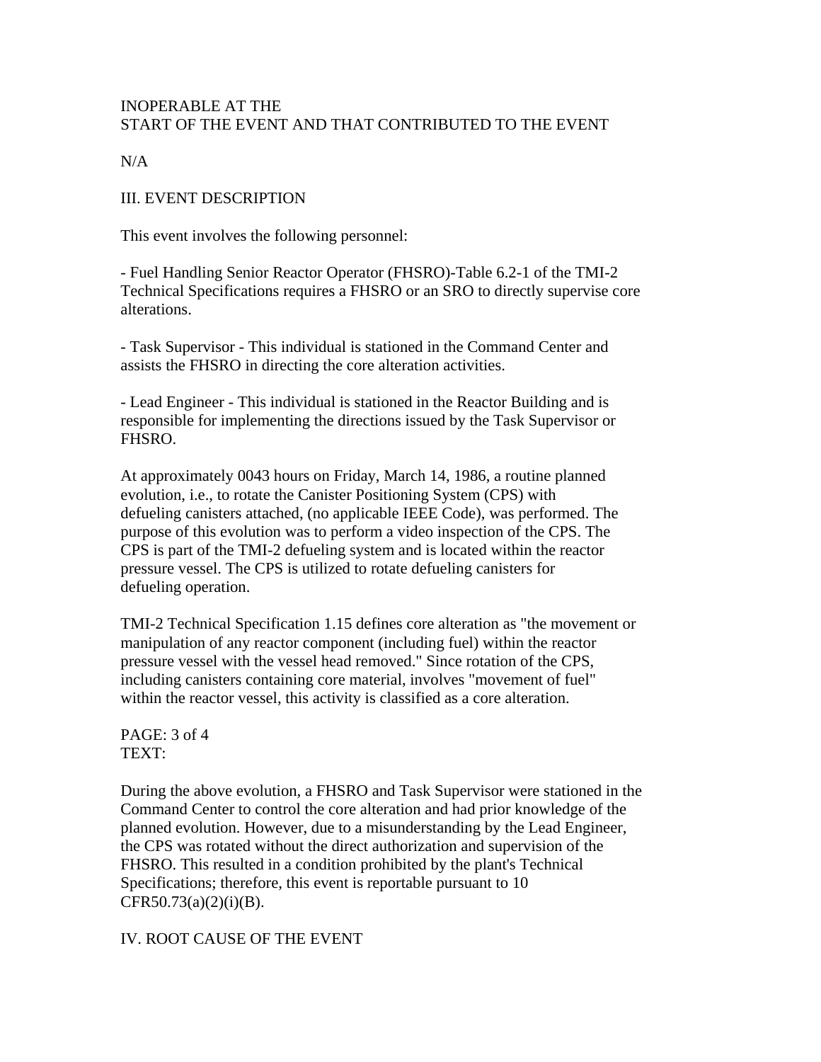INOPERABLE AT THE
START OF THE EVENT AND THAT CONTRIBUTED TO THE EVENT

N/A

## III. EVENT DESCRIPTION

This event involves the following personnel:

- Fuel Handling Senior Reactor Operator (FHSRO)-Table 6.2-1 of the TMI-2 Technical Specifications requires a FHSRO or an SRO to directly supervise core alterations.

- Task Supervisor - This individual is stationed in the Command Center and assists the FHSRO in directing the core alteration activities.

- Lead Engineer - This individual is stationed in the Reactor Building and is responsible for implementing the directions issued by the Task Supervisor or FHSRO.

At approximately 0043 hours on Friday, March 14, 1986, a routine planned evolution, i.e., to rotate the Canister Positioning System (CPS) with defueling canisters attached, (no applicable IEEE Code), was performed. The purpose of this evolution was to perform a video inspection of the CPS. The CPS is part of the TMI-2 defueling system and is located within the reactor pressure vessel. The CPS is utilized to rotate defueling canisters for defueling operation.

TMI-2 Technical Specification 1.15 defines core alteration as "the movement or manipulation of any reactor component (including fuel) within the reactor pressure vessel with the vessel head removed." Since rotation of the CPS, including canisters containing core material, involves "movement of fuel" within the reactor vessel, this activity is classified as a core alteration.

TEXT:

During the above evolution, a FHSRO and Task Supervisor were stationed in the Command Center to control the core alteration and had prior knowledge of the planned evolution. However, due to a misunderstanding by the Lead Engineer, the CPS was rotated without the direct authorization and supervision of the FHSRO. This resulted in a condition prohibited by the plant's Technical Specifications; therefore, this event is reportable pursuant to 10 CFR50.73(a)(2)(i)(B).

## IV. ROOT CAUSE OF THE EVENT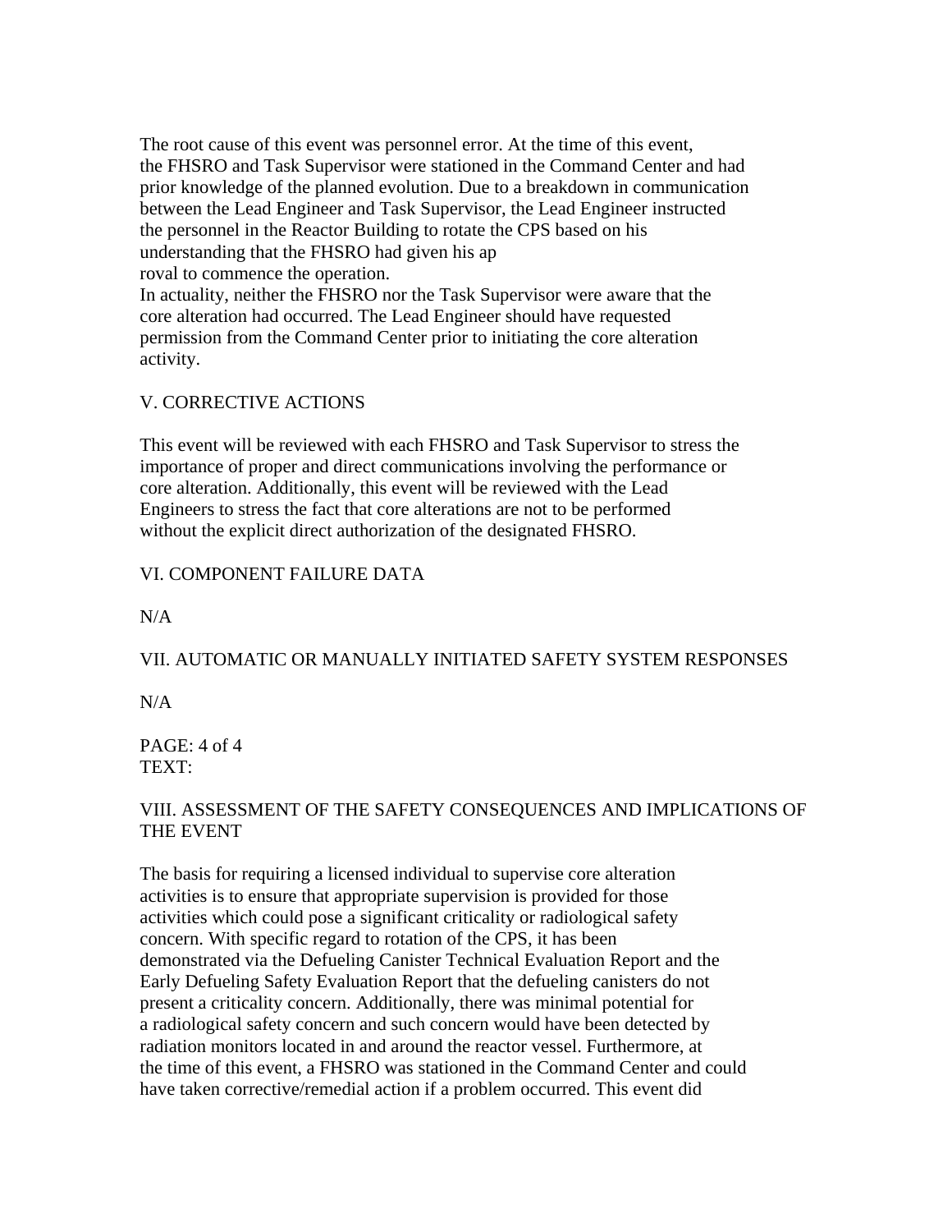The root cause of this event was personnel error. At the time of this event, the FHSRO and Task Supervisor were stationed in the Command Center and had prior knowledge of the planned evolution. Due to a breakdown in communication between the Lead Engineer and Task Supervisor, the Lead Engineer instructed the personnel in the Reactor Building to rotate the CPS based on his understanding that the FHSRO had given his ap
roval to commence the operation.
In actuality, neither the FHSRO nor the Task Supervisor were aware that the core alteration had occurred. The Lead Engineer should have requested permission from the Command Center prior to initiating the core alteration activity.

## V. CORRECTIVE ACTIONS

This event will be reviewed with each FHSRO and Task Supervisor to stress the importance of proper and direct communications involving the performance or core alteration. Additionally, this event will be reviewed with the Lead Engineers to stress the fact that core alterations are not to be performed without the explicit direct authorization of the designated FHSRO.

## VI. COMPONENT FAILURE DATA

N/A

## VII. AUTOMATIC OR MANUALLY INITIATED SAFETY SYSTEM RESPONSES

N/A

PAGE: 4 of 4
TEXT:

## VIII. ASSESSMENT OF THE SAFETY CONSEQUENCES AND IMPLICATIONS OF THE EVENT

The basis for requiring a licensed individual to supervise core alteration activities is to ensure that appropriate supervision is provided for those activities which could pose a significant criticality or radiological safety concern. With specific regard to rotation of the CPS, it has been demonstrated via the Defueling Canister Technical Evaluation Report and the Early Defueling Safety Evaluation Report that the defueling canisters do not present a criticality concern. Additionally, there was minimal potential for a radiological safety concern and such concern would have been detected by radiation monitors located in and around the reactor vessel. Furthermore, at the time of this event, a FHSRO was stationed in the Command Center and could have taken corrective/remedial action if a problem occurred. This event did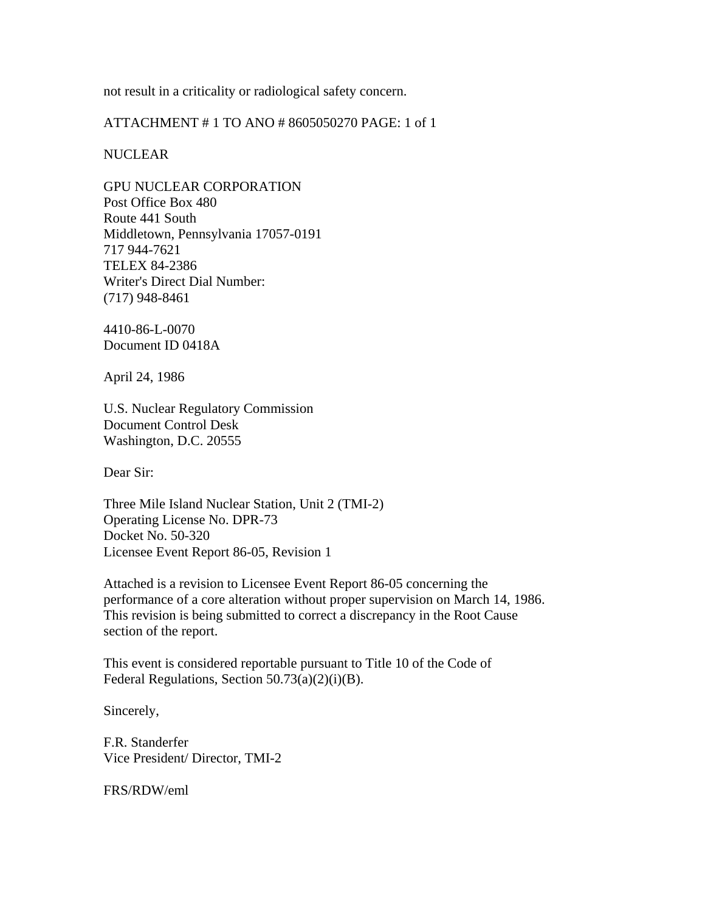not result in a criticality or radiological safety concern.

ATTACHMENT # 1 TO ANO # 8605050270 PAGE: 1 of 1

NUCLEAR

GPU NUCLEAR CORPORATION
Post Office Box 480
Route 441 South
Middletown, Pennsylvania 17057-0191
717 944-7621
TELEX 84-2386
Writer's Direct Dial Number:
(717) 948-8461

4410-86-L-0070
Document ID 0418A

April 24, 1986

U.S. Nuclear Regulatory Commission
Document Control Desk
Washington, D.C. 20555

Dear Sir:

Three Mile Island Nuclear Station, Unit 2 (TMI-2)
Operating License No. DPR-73
Docket No. 50-320
Licensee Event Report 86-05, Revision 1

Attached is a revision to Licensee Event Report 86-05 concerning the performance of a core alteration without proper supervision on March 14, 1986. This revision is being submitted to correct a discrepancy in the Root Cause section of the report.

This event is considered reportable pursuant to Title 10 of the Code of Federal Regulations, Section 50.73(a)(2)(i)(B).

Sincerely,

F.R. Standerfer
Vice President/ Director, TMI-2

FRS/RDW/eml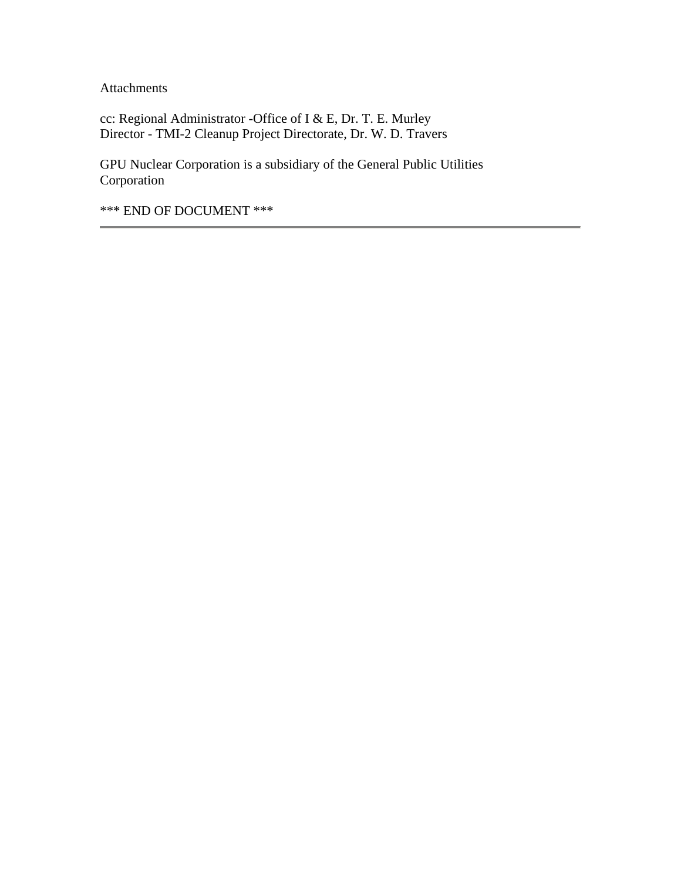Attachments

cc: Regional Administrator -Office of I & E, Dr. T. E. Murley
Director - TMI-2 Cleanup Project Directorate, Dr. W. D. Travers

GPU Nuclear Corporation is a subsidiary of the General Public Utilities Corporation

*** END OF DOCUMENT ***

---